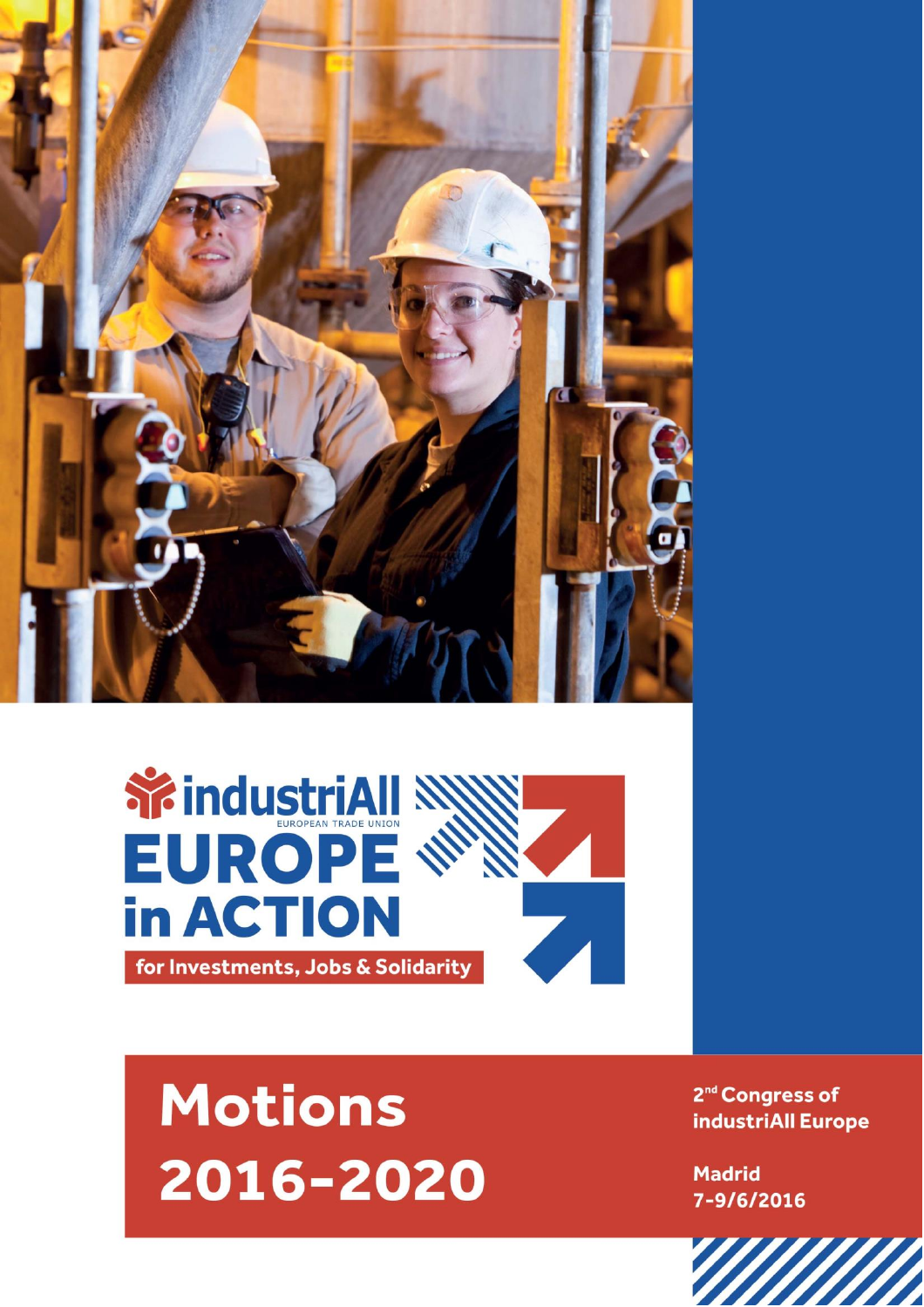industriAll
EUROPEAN TRADE UNION

# EUROPE in ACTION

for Investments, Jobs & Solidarity

# Motions 2016-2020

2nd Congress of industriAll Europe

Madrid
7-9/6/2016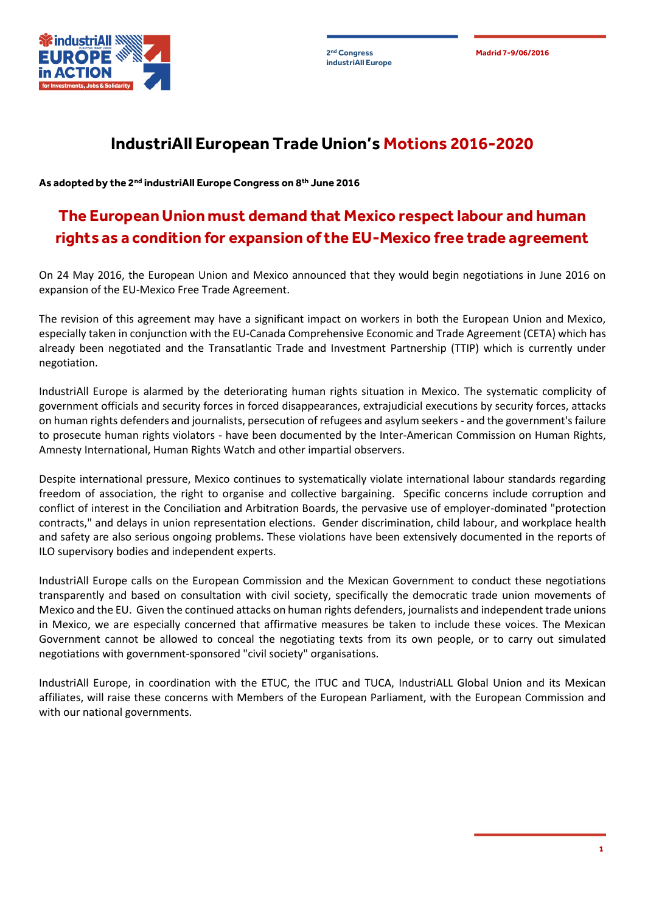# IndustriAll European Trade Union's Motions 2016-2020

**As adopted by the 2nd industriAll Europe Congress on 8th June 2016**

## The European Union must demand that Mexico respect labour and human rights as a condition for expansion of the EU-Mexico free trade agreement

On 24 May 2016, the European Union and Mexico announced that they would begin negotiations in June 2016 on expansion of the EU-Mexico Free Trade Agreement.

The revision of this agreement may have a significant impact on workers in both the European Union and Mexico, especially taken in conjunction with the EU-Canada Comprehensive Economic and Trade Agreement (CETA) which has already been negotiated and the Transatlantic Trade and Investment Partnership (TTIP) which is currently under negotiation.

IndustriAll Europe is alarmed by the deteriorating human rights situation in Mexico. The systematic complicity of government officials and security forces in forced disappearances, extrajudicial executions by security forces, attacks on human rights defenders and journalists, persecution of refugees and asylum seekers - and the government's failure to prosecute human rights violators - have been documented by the Inter-American Commission on Human Rights, Amnesty International, Human Rights Watch and other impartial observers.

Despite international pressure, Mexico continues to systematically violate international labour standards regarding freedom of association, the right to organise and collective bargaining. Specific concerns include corruption and conflict of interest in the Conciliation and Arbitration Boards, the pervasive use of employer-dominated "protection contracts," and delays in union representation elections. Gender discrimination, child labour, and workplace health and safety are also serious ongoing problems. These violations have been extensively documented in the reports of ILO supervisory bodies and independent experts.

IndustriAll Europe calls on the European Commission and the Mexican Government to conduct these negotiations transparently and based on consultation with civil society, specifically the democratic trade union movements of Mexico and the EU. Given the continued attacks on human rights defenders, journalists and independent trade unions in Mexico, we are especially concerned that affirmative measures be taken to include these voices. The Mexican Government cannot be allowed to conceal the negotiating texts from its own people, or to carry out simulated negotiations with government-sponsored "civil society" organisations.

IndustriAll Europe, in coordination with the ETUC, the ITUC and TUCA, IndustriALL Global Union and its Mexican affiliates, will raise these concerns with Members of the European Parliament, with the European Commission and with our national governments.